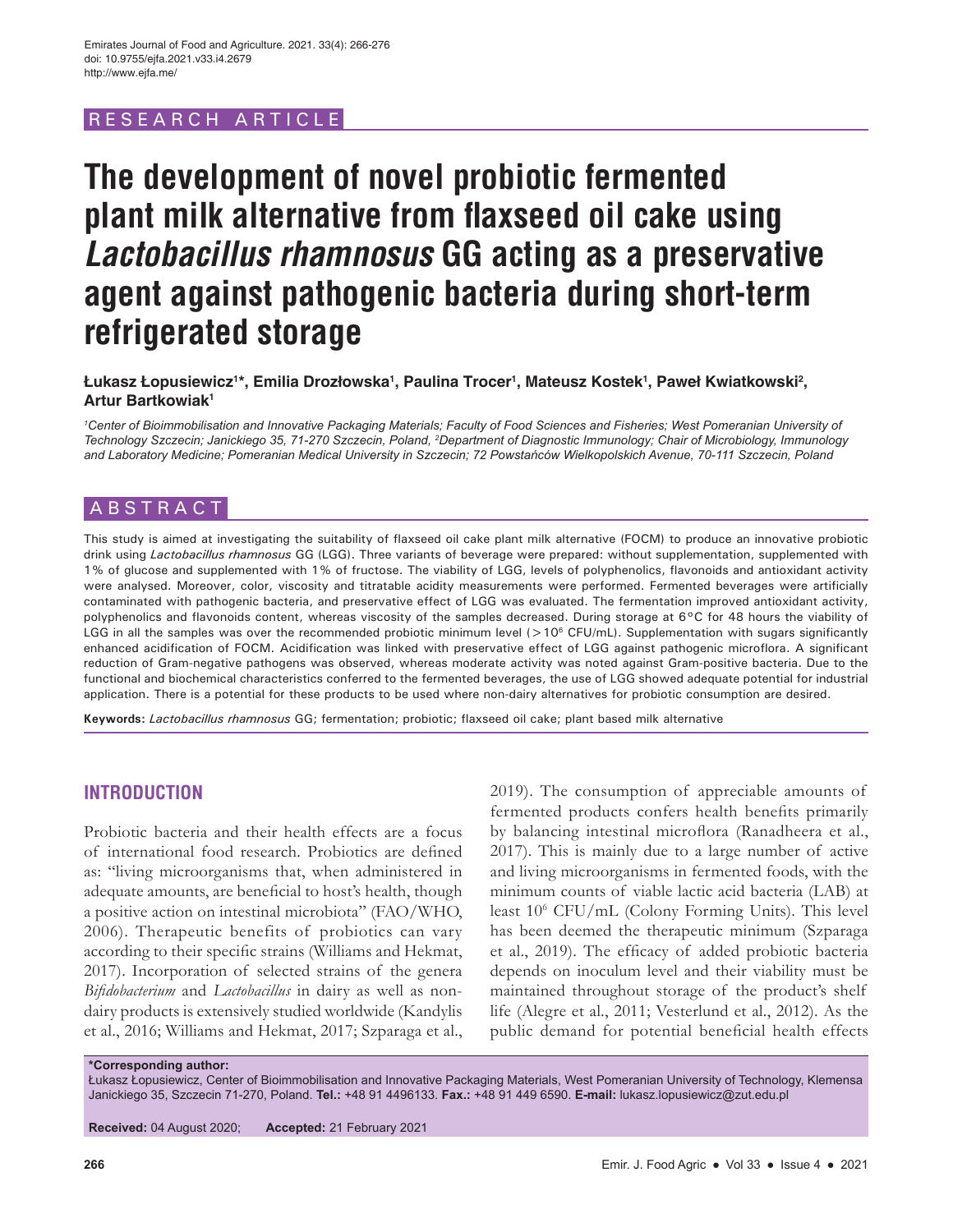RESEARCH ARTICLE

# The development of novel probiotic fermented plant milk alternative from flaxseed oil cake using *Lactobacillus rhamnosus* GG acting as a preservative agent against pathogenic bacteria during short-term refrigerated storage

**Łukasz Łopusiewicz[1]*, Emilia Drozłowska[1], Paulina Trocer[1], Mateusz Kostek[1], Paweł Kwiatkowski[2], Artur Bartkowiak[1]**

*[1]Center of Bioimmobilisation and Innovative Packaging Materials; Faculty of Food Sciences and Fisheries; West Pomeranian University of Technology Szczecin; Janickiego 35, 71-270 Szczecin, Poland, [2]Department of Diagnostic Immunology; Chair of Microbiology, Immunology and Laboratory Medicine; Pomeranian Medical University in Szczecin; 72 Powstańców Wielkopolskich Avenue, 70-111 Szczecin, Poland*

## ABSTRACT

This study is aimed at investigating the suitability of flaxseed oil cake plant milk alternative (FOCM) to produce an innovative probiotic drink using *Lactobacillus rhamnosus* GG (LGG). Three variants of beverage were prepared: without supplementation, supplemented with 1% of glucose and supplemented with 1% of fructose. The viability of LGG, levels of polyphenolics, flavonoids and antioxidant activity were analysed. Moreover, color, viscosity and titratable acidity measurements were performed. Fermented beverages were artificially contaminated with pathogenic bacteria, and preservative effect of LGG was evaluated. The fermentation improved antioxidant activity, polyphenolics and flavonoids content, whereas viscosity of the samples decreased. During storage at 6°C for 48 hours the viability of LGG in all the samples was over the recommended probiotic minimum level (>$10^6$ CFU/mL). Supplementation with sugars significantly enhanced acidification of FOCM. Acidification was linked with preservative effect of LGG against pathogenic microflora. A significant reduction of Gram-negative pathogens was observed, whereas moderate activity was noted against Gram-positive bacteria. Due to the functional and biochemical characteristics conferred to the fermented beverages, the use of LGG showed adequate potential for industrial application. There is a potential for these products to be used where non-dairy alternatives for probiotic consumption are desired.

**Keywords:** *Lactobacillus rhamnosus* GG; fermentation; probiotic; flaxseed oil cake; plant based milk alternative

## INTRODUCTION

Probiotic bacteria and their health effects are a focus of international food research. Probiotics are defined as: "living microorganisms that, when administered in adequate amounts, are beneficial to host's health, though a positive action on intestinal microbiota" (FAO/WHO, 2006). Therapeutic benefits of probiotics can vary according to their specific strains (Williams and Hekmat, 2017). Incorporation of selected strains of the genera *Bifidobacterium* and *Lactobacillus* in dairy as well as non-dairy products is extensively studied worldwide (Kandylis et al., 2016; Williams and Hekmat, 2017; Szparaga et al., 2019). The consumption of appreciable amounts of fermented products confers health benefits primarily by balancing intestinal microflora (Ranadheera et al., 2017). This is mainly due to a large number of active and living microorganisms in fermented foods, with the minimum counts of viable lactic acid bacteria (LAB) at least $10^6$ CFU/mL (Colony Forming Units). This level has been deemed the therapeutic minimum (Szparaga et al., 2019). The efficacy of added probiotic bacteria depends on inoculum level and their viability must be maintained throughout storage of the product's shelf life (Alegre et al., 2011; Vesterlund et al., 2012). As the public demand for potential beneficial health effects

**\*Corresponding author:**
Łukasz Łopusiewicz, Center of Bioimmobilisation and Innovative Packaging Materials, West Pomeranian University of Technology, Klemensa Janickiego 35, Szczecin 71-270, Poland. **Tel.:** +48 91 4496133. **Fax.:** +48 91 449 6590. **E-mail:** lukasz.lopusiewicz@zut.edu.pl

**Received:** 04 August 2020; **Accepted:** 21 February 2021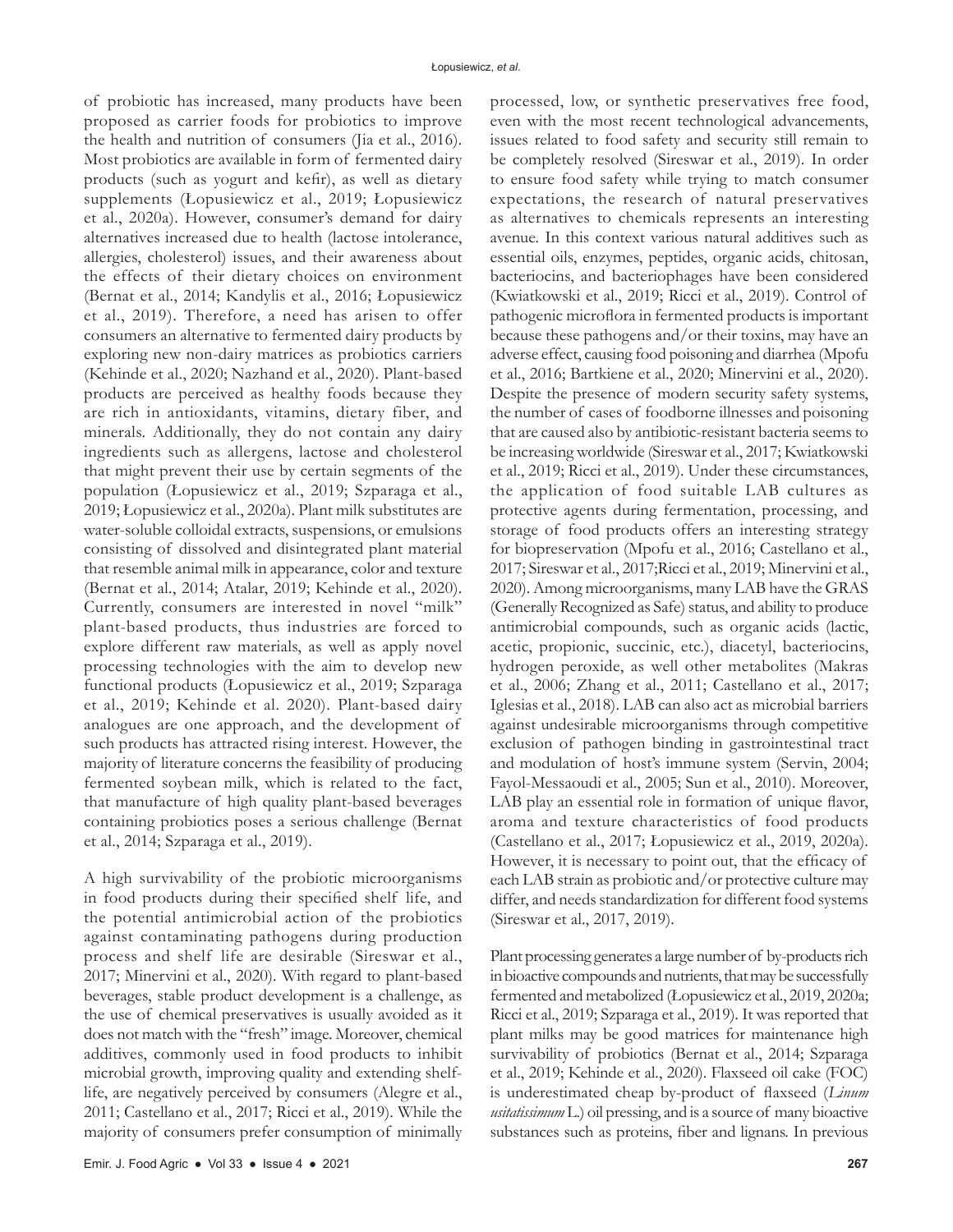of probiotic has increased, many products have been proposed as carrier foods for probiotics to improve the health and nutrition of consumers (Jia et al., 2016). Most probiotics are available in form of fermented dairy products (such as yogurt and kefir), as well as dietary supplements (Łopusiewicz et al., 2019; Łopusiewicz et al., 2020a). However, consumer's demand for dairy alternatives increased due to health (lactose intolerance, allergies, cholesterol) issues, and their awareness about the effects of their dietary choices on environment (Bernat et al., 2014; Kandylis et al., 2016; Łopusiewicz et al., 2019). Therefore, a need has arisen to offer consumers an alternative to fermented dairy products by exploring new non-dairy matrices as probiotics carriers (Kehinde et al., 2020; Nazhand et al., 2020). Plant-based products are perceived as healthy foods because they are rich in antioxidants, vitamins, dietary fiber, and minerals. Additionally, they do not contain any dairy ingredients such as allergens, lactose and cholesterol that might prevent their use by certain segments of the population (Łopusiewicz et al., 2019; Szparaga et al., 2019; Łopusiewicz et al., 2020a). Plant milk substitutes are water-soluble colloidal extracts, suspensions, or emulsions consisting of dissolved and disintegrated plant material that resemble animal milk in appearance, color and texture (Bernat et al., 2014; Atalar, 2019; Kehinde et al., 2020). Currently, consumers are interested in novel "milk" plant-based products, thus industries are forced to explore different raw materials, as well as apply novel processing technologies with the aim to develop new functional products (Łopusiewicz et al., 2019; Szparaga et al., 2019; Kehinde et al. 2020). Plant-based dairy analogues are one approach, and the development of such products has attracted rising interest. However, the majority of literature concerns the feasibility of producing fermented soybean milk, which is related to the fact, that manufacture of high quality plant-based beverages containing probiotics poses a serious challenge (Bernat et al., 2014; Szparaga et al., 2019).

A high survivability of the probiotic microorganisms in food products during their specified shelf life, and the potential antimicrobial action of the probiotics against contaminating pathogens during production process and shelf life are desirable (Sireswar et al., 2017; Minervini et al., 2020). With regard to plant-based beverages, stable product development is a challenge, as the use of chemical preservatives is usually avoided as it does not match with the "fresh" image. Moreover, chemical additives, commonly used in food products to inhibit microbial growth, improving quality and extending shelf-life, are negatively perceived by consumers (Alegre et al., 2011; Castellano et al., 2017; Ricci et al., 2019). While the majority of consumers prefer consumption of minimally processed, low, or synthetic preservatives free food, even with the most recent technological advancements, issues related to food safety and security still remain to be completely resolved (Sireswar et al., 2019). In order to ensure food safety while trying to match consumer expectations, the research of natural preservatives as alternatives to chemicals represents an interesting avenue. In this context various natural additives such as essential oils, enzymes, peptides, organic acids, chitosan, bacteriocins, and bacteriophages have been considered (Kwiatkowski et al., 2019; Ricci et al., 2019). Control of pathogenic microflora in fermented products is important because these pathogens and/or their toxins, may have an adverse effect, causing food poisoning and diarrhea (Mpofu et al., 2016; Bartkiene et al., 2020; Minervini et al., 2020). Despite the presence of modern security safety systems, the number of cases of foodborne illnesses and poisoning that are caused also by antibiotic-resistant bacteria seems to be increasing worldwide (Sireswar et al., 2017; Kwiatkowski et al., 2019; Ricci et al., 2019). Under these circumstances, the application of food suitable LAB cultures as protective agents during fermentation, processing, and storage of food products offers an interesting strategy for biopreservation (Mpofu et al., 2016; Castellano et al., 2017; Sireswar et al., 2017;Ricci et al., 2019; Minervini et al., 2020). Among microorganisms, many LAB have the GRAS (Generally Recognized as Safe) status, and ability to produce antimicrobial compounds, such as organic acids (lactic, acetic, propionic, succinic, etc.), diacetyl, bacteriocins, hydrogen peroxide, as well other metabolites (Makras et al., 2006; Zhang et al., 2011; Castellano et al., 2017; Iglesias et al., 2018). LAB can also act as microbial barriers against undesirable microorganisms through competitive exclusion of pathogen binding in gastrointestinal tract and modulation of host's immune system (Servin, 2004; Fayol-Messaoudi et al., 2005; Sun et al., 2010). Moreover, LAB play an essential role in formation of unique flavor, aroma and texture characteristics of food products (Castellano et al., 2017; Łopusiewicz et al., 2019, 2020a). However, it is necessary to point out, that the efficacy of each LAB strain as probiotic and/or protective culture may differ, and needs standardization for different food systems (Sireswar et al., 2017, 2019).

Plant processing generates a large number of by-products rich in bioactive compounds and nutrients, that may be successfully fermented and metabolized (Łopusiewicz et al., 2019, 2020a; Ricci et al., 2019; Szparaga et al., 2019). It was reported that plant milks may be good matrices for maintenance high survivability of probiotics (Bernat et al., 2014; Szparaga et al., 2019; Kehinde et al., 2020). Flaxseed oil cake (FOC) is underestimated cheap by-product of flaxseed (*Linum usitatissimum* L.) oil pressing, and is a source of many bioactive substances such as proteins, fiber and lignans. In previous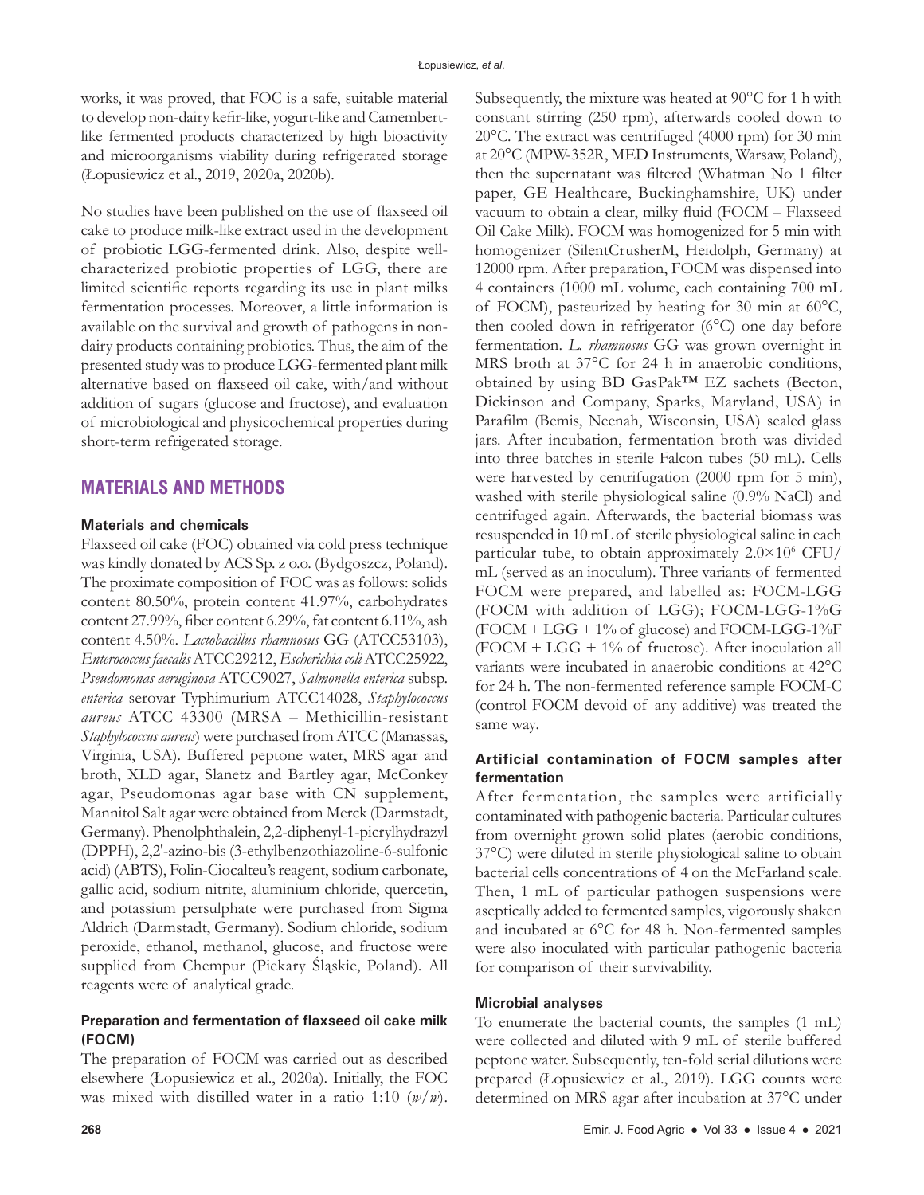works, it was proved, that FOC is a safe, suitable material to develop non-dairy kefir-like, yogurt-like and Camembert-like fermented products characterized by high bioactivity and microorganisms viability during refrigerated storage (Łopusiewicz et al., 2019, 2020a, 2020b).

No studies have been published on the use of flaxseed oil cake to produce milk-like extract used in the development of probiotic LGG-fermented drink. Also, despite well-characterized probiotic properties of LGG, there are limited scientific reports regarding its use in plant milks fermentation processes. Moreover, a little information is available on the survival and growth of pathogens in non-dairy products containing probiotics. Thus, the aim of the presented study was to produce LGG-fermented plant milk alternative based on flaxseed oil cake, with/and without addition of sugars (glucose and fructose), and evaluation of microbiological and physicochemical properties during short-term refrigerated storage.

## MATERIALS AND METHODS

### Materials and chemicals

Flaxseed oil cake (FOC) obtained via cold press technique was kindly donated by ACS Sp. z o.o. (Bydgoszcz, Poland). The proximate composition of FOC was as follows: solids content 80.50%, protein content 41.97%, carbohydrates content 27.99%, fiber content 6.29%, fat content 6.11%, ash content 4.50%. *Lactobacillus rhamnosus* GG (ATCC53103), *Enterococcus faecalis* ATCC29212, *Escherichia coli* ATCC25922, *Pseudomonas aeruginosa* ATCC9027, *Salmonella enterica* subsp. *enterica* serovar Typhimurium ATCC14028, *Staphylococcus aureus* ATCC 43300 (MRSA – Methicillin-resistant *Staphylococcus aureus*) were purchased from ATCC (Manassas, Virginia, USA). Buffered peptone water, MRS agar and broth, XLD agar, Slanetz and Bartley agar, McConkey agar, Pseudomonas agar base with CN supplement, Mannitol Salt agar were obtained from Merck (Darmstadt, Germany). Phenolphthalein, 2,2-diphenyl-1-picrylhydrazyl (DPPH), 2,2'-azino-bis (3-ethylbenzothiazoline-6-sulfonic acid) (ABTS), Folin-Ciocalteu's reagent, sodium carbonate, gallic acid, sodium nitrite, aluminium chloride, quercetin, and potassium persulphate were purchased from Sigma Aldrich (Darmstadt, Germany). Sodium chloride, sodium peroxide, ethanol, methanol, glucose, and fructose were supplied from Chempur (Piekary Śląskie, Poland). All reagents were of analytical grade.

### Preparation and fermentation of flaxseed oil cake milk (FOCM)

The preparation of FOCM was carried out as described elsewhere (Łopusiewicz et al., 2020a). Initially, the FOC was mixed with distilled water in a ratio 1:10 (*w/w*). Subsequently, the mixture was heated at 90°C for 1 h with constant stirring (250 rpm), afterwards cooled down to 20°C. The extract was centrifuged (4000 rpm) for 30 min at 20°C (MPW-352R, MED Instruments, Warsaw, Poland), then the supernatant was filtered (Whatman No 1 filter paper, GE Healthcare, Buckinghamshire, UK) under vacuum to obtain a clear, milky fluid (FOCM – Flaxseed Oil Cake Milk). FOCM was homogenized for 5 min with homogenizer (SilentCrusherM, Heidolph, Germany) at 12000 rpm. After preparation, FOCM was dispensed into 4 containers (1000 mL volume, each containing 700 mL of FOCM), pasteurized by heating for 30 min at 60°C, then cooled down in refrigerator (6°C) one day before fermentation. *L. rhamnosus* GG was grown overnight in MRS broth at 37°C for 24 h in anaerobic conditions, obtained by using BD GasPak™ EZ sachets (Becton, Dickinson and Company, Sparks, Maryland, USA) in Parafilm (Bemis, Neenah, Wisconsin, USA) sealed glass jars. After incubation, fermentation broth was divided into three batches in sterile Falcon tubes (50 mL). Cells were harvested by centrifugation (2000 rpm for 5 min), washed with sterile physiological saline (0.9% NaCl) and centrifuged again. Afterwards, the bacterial biomass was resuspended in 10 mL of sterile physiological saline in each particular tube, to obtain approximately $2.0\times10^6$ CFU/mL (served as an inoculum). Three variants of fermented FOCM were prepared, and labelled as: FOCM-LGG (FOCM with addition of LGG); FOCM-LGG-1%G (FOCM + LGG + 1% of glucose) and FOCM-LGG-1%F (FOCM + LGG + 1% of fructose). After inoculation all variants were incubated in anaerobic conditions at 42°C for 24 h. The non-fermented reference sample FOCM-C (control FOCM devoid of any additive) was treated the same way.

### Artificial contamination of FOCM samples after fermentation

After fermentation, the samples were artificially contaminated with pathogenic bacteria. Particular cultures from overnight grown solid plates (aerobic conditions, 37°C) were diluted in sterile physiological saline to obtain bacterial cells concentrations of 4 on the McFarland scale. Then, 1 mL of particular pathogen suspensions were aseptically added to fermented samples, vigorously shaken and incubated at 6°C for 48 h. Non-fermented samples were also inoculated with particular pathogenic bacteria for comparison of their survivability.

### Microbial analyses

To enumerate the bacterial counts, the samples (1 mL) were collected and diluted with 9 mL of sterile buffered peptone water. Subsequently, ten-fold serial dilutions were prepared (Łopusiewicz et al., 2019). LGG counts were determined on MRS agar after incubation at 37°C under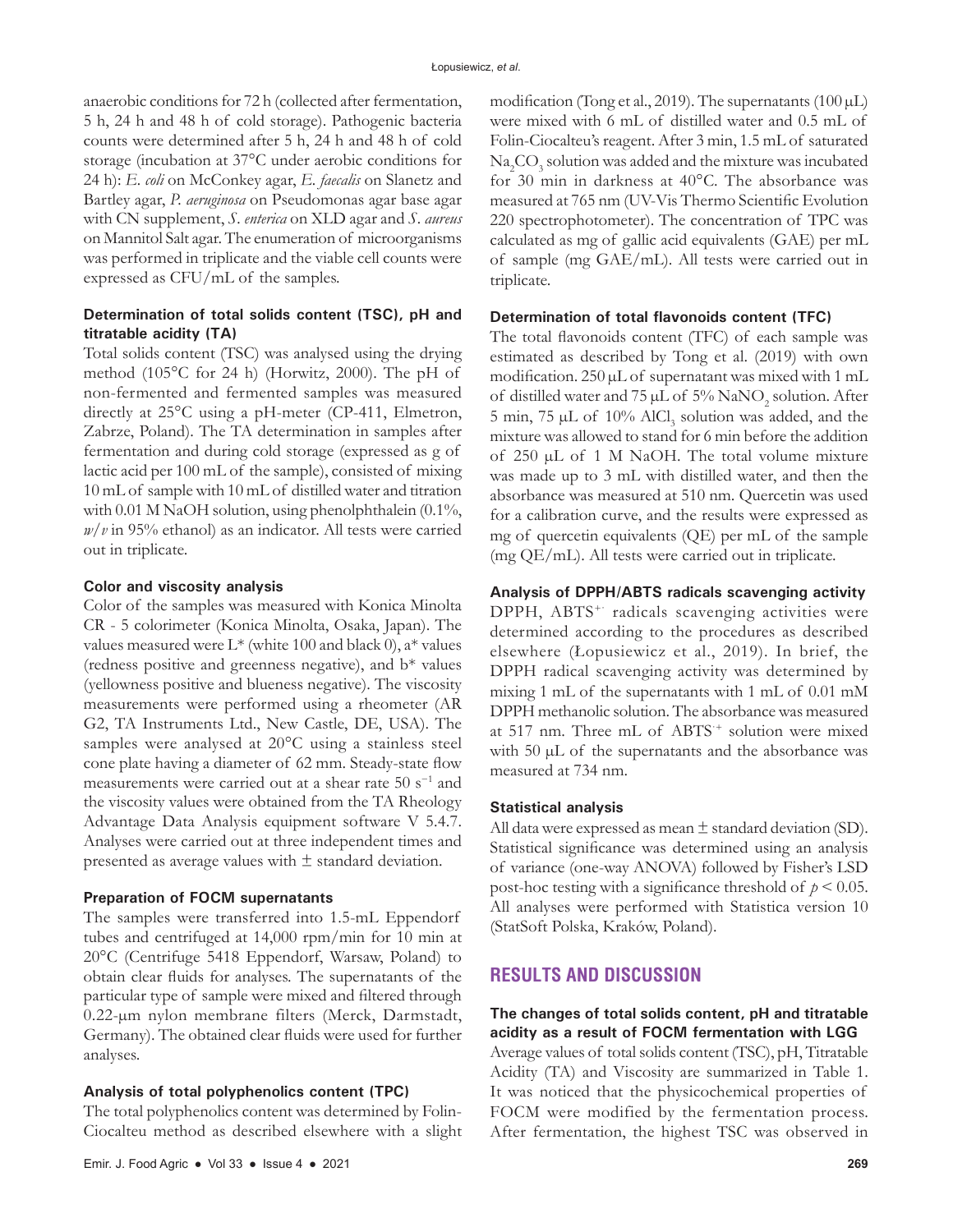anaerobic conditions for 72 h (collected after fermentation, 5 h, 24 h and 48 h of cold storage). Pathogenic bacteria counts were determined after 5 h, 24 h and 48 h of cold storage (incubation at 37°C under aerobic conditions for 24 h): *E. coli* on McConkey agar, *E. faecalis* on Slanetz and Bartley agar, *P. aeruginosa* on Pseudomonas agar base agar with CN supplement, *S. enterica* on XLD agar and *S. aureus* on Mannitol Salt agar. The enumeration of microorganisms was performed in triplicate and the viable cell counts were expressed as CFU/mL of the samples.

### Determination of total solids content (TSC), pH and titratable acidity (TA)

Total solids content (TSC) was analysed using the drying method (105°C for 24 h) (Horwitz, 2000). The pH of non-fermented and fermented samples was measured directly at 25°C using a pH-meter (CP-411, Elmetron, Zabrze, Poland). The TA determination in samples after fermentation and during cold storage (expressed as g of lactic acid per 100 mL of the sample), consisted of mixing 10 mL of sample with 10 mL of distilled water and titration with 0.01 M NaOH solution, using phenolphthalein (0.1%, *w*/*v* in 95% ethanol) as an indicator. All tests were carried out in triplicate.

### Color and viscosity analysis

Color of the samples was measured with Konica Minolta CR - 5 colorimeter (Konica Minolta, Osaka, Japan). The values measured were L* (white 100 and black 0), a* values (redness positive and greenness negative), and b* values (yellowness positive and blueness negative). The viscosity measurements were performed using a rheometer (AR G2, TA Instruments Ltd., New Castle, DE, USA). The samples were analysed at 20°C using a stainless steel cone plate having a diameter of 62 mm. Steady-state flow measurements were carried out at a shear rate 50 $s^{-1}$ and the viscosity values were obtained from the TA Rheology Advantage Data Analysis equipment software V 5.4.7. Analyses were carried out at three independent times and presented as average values with ± standard deviation.

### Preparation of FOCM supernatants

The samples were transferred into 1.5-mL Eppendorf tubes and centrifuged at 14,000 rpm/min for 10 min at 20°C (Centrifuge 5418 Eppendorf, Warsaw, Poland) to obtain clear fluids for analyses. The supernatants of the particular type of sample were mixed and filtered through 0.22-μm nylon membrane filters (Merck, Darmstadt, Germany). The obtained clear fluids were used for further analyses.

### Analysis of total polyphenolics content (TPC)

The total polyphenolics content was determined by Folin-Ciocalteu method as described elsewhere with a slight modification (Tong et al., 2019). The supernatants (100 μL) were mixed with 6 mL of distilled water and 0.5 mL of Folin-Ciocalteu's reagent. After 3 min, 1.5 mL of saturated $Na_2CO_3$ solution was added and the mixture was incubated for 30 min in darkness at 40°C. The absorbance was measured at 765 nm (UV-Vis Thermo Scientific Evolution 220 spectrophotometer). The concentration of TPC was calculated as mg of gallic acid equivalents (GAE) per mL of sample (mg GAE/mL). All tests were carried out in triplicate.

### Determination of total flavonoids content (TFC)

The total flavonoids content (TFC) of each sample was estimated as described by Tong et al. (2019) with own modification. 250 μL of supernatant was mixed with 1 mL of distilled water and 75 μL of 5% $NaNO_2$ solution. After 5 min, 75 μL of 10% $AlCl_3$ solution was added, and the mixture was allowed to stand for 6 min before the addition of 250 μL of 1 M NaOH. The total volume mixture was made up to 3 mL with distilled water, and then the absorbance was measured at 510 nm. Quercetin was used for a calibration curve, and the results were expressed as mg of quercetin equivalents (QE) per mL of the sample (mg QE/mL). All tests were carried out in triplicate.

### Analysis of DPPH/ABTS radicals scavenging activity

DPPH, $ABTS^{+\cdot}$ radicals scavenging activities were determined according to the procedures as described elsewhere (Łopusiewicz et al., 2019). In brief, the DPPH radical scavenging activity was determined by mixing 1 mL of the supernatants with 1 mL of 0.01 mM DPPH methanolic solution. The absorbance was measured at 517 nm. Three mL of $ABTS^{\cdot+}$ solution were mixed with 50 μL of the supernatants and the absorbance was measured at 734 nm.

### Statistical analysis

All data were expressed as mean ± standard deviation (SD). Statistical significance was determined using an analysis of variance (one-way ANOVA) followed by Fisher's LSD post-hoc testing with a significance threshold of $p < 0.05$. All analyses were performed with Statistica version 10 (StatSoft Polska, Kraków, Poland).

## RESULTS AND DISCUSSION

### The changes of total solids content, pH and titratable acidity as a result of FOCM fermentation with LGG

Average values of total solids content (TSC), pH, Titratable Acidity (TA) and Viscosity are summarized in Table 1. It was noticed that the physicochemical properties of FOCM were modified by the fermentation process. After fermentation, the highest TSC was observed in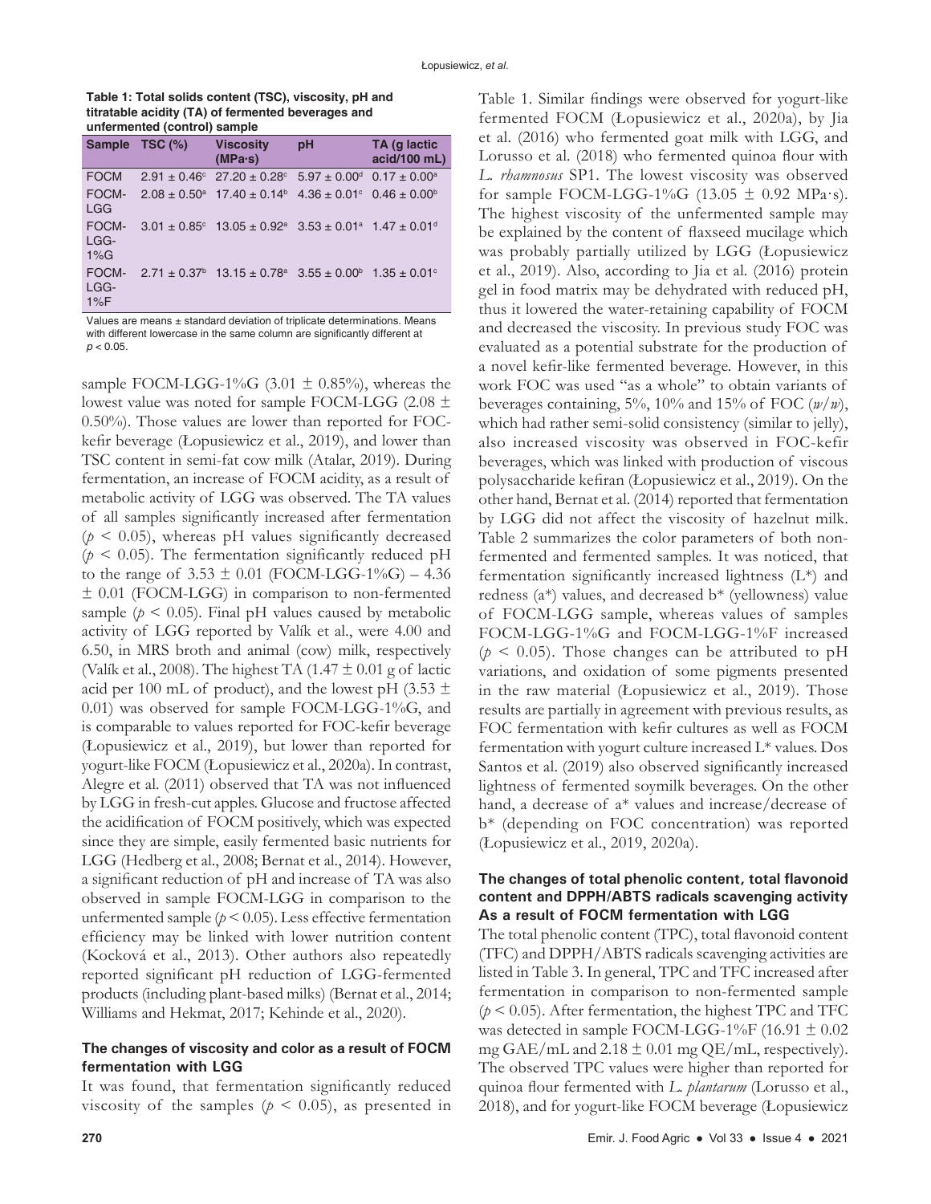**Table 1: Total solids content (TSC), viscosity, pH and titratable acidity (TA) of fermented beverages and unfermented (control) sample**

| Sample | TSC (%) | Viscosity (MPa·s) | pH | TA (g lactic acid/100 mL) |
|---|---|---|---|---|
| FOCM | $2.91 \pm 0.46^{c}$ | $27.20 \pm 0.28^{c}$ | $5.97 \pm 0.00^{d}$ | $0.17 \pm 0.00^{a}$ |
| FOCM-LGG | $2.08 \pm 0.50^{a}$ | $17.40 \pm 0.14^{b}$ | $4.36 \pm 0.01^{c}$ | $0.46 \pm 0.00^{b}$ |
| FOCM-LGG-1%G | $3.01 \pm 0.85^{c}$ | $13.05 \pm 0.92^{a}$ | $3.53 \pm 0.01^{a}$ | $1.47 \pm 0.01^{d}$ |
| FOCM-LGG-1%F | $2.71 \pm 0.37^{b}$ | $13.15 \pm 0.78^{a}$ | $3.55 \pm 0.00^{b}$ | $1.35 \pm 0.01^{c}$ |

Values are means ± standard deviation of triplicate determinations. Means with different lowercase in the same column are significantly different at $p < 0.05$.

sample FOCM-LGG-1%G (3.01 ± 0.85%), whereas the lowest value was noted for sample FOCM-LGG (2.08 ± 0.50%). Those values are lower than reported for FOC-kefir beverage (Łopusiewicz et al., 2019), and lower than TSC content in semi-fat cow milk (Atalar, 2019). During fermentation, an increase of FOCM acidity, as a result of metabolic activity of LGG was observed. The TA values of all samples significantly increased after fermentation ($p < 0.05$), whereas pH values significantly decreased ($p < 0.05$). The fermentation significantly reduced pH to the range of 3.53 ± 0.01 (FOCM-LGG-1%G) – 4.36 ± 0.01 (FOCM-LGG) in comparison to non-fermented sample ($p < 0.05$). Final pH values caused by metabolic activity of LGG reported by Valík et al., were 4.00 and 6.50, in MRS broth and animal (cow) milk, respectively (Valík et al., 2008). The highest TA (1.47 ± 0.01 g of lactic acid per 100 mL of product), and the lowest pH (3.53 ± 0.01) was observed for sample FOCM-LGG-1%G, and is comparable to values reported for FOC-kefir beverage (Łopusiewicz et al., 2019), but lower than reported for yogurt-like FOCM (Łopusiewicz et al., 2020a). In contrast, Alegre et al. (2011) observed that TA was not influenced by LGG in fresh-cut apples. Glucose and fructose affected the acidification of FOCM positively, which was expected since they are simple, easily fermented basic nutrients for LGG (Hedberg et al., 2008; Bernat et al., 2014). However, a significant reduction of pH and increase of TA was also observed in sample FOCM-LGG in comparison to the unfermented sample ($p < 0.05$). Less effective fermentation efficiency may be linked with lower nutrition content (Kocková et al., 2013). Other authors also repeatedly reported significant pH reduction of LGG-fermented products (including plant-based milks) (Bernat et al., 2014; Williams and Hekmat, 2017; Kehinde et al., 2020).

### The changes of viscosity and color as a result of FOCM fermentation with LGG

It was found, that fermentation significantly reduced viscosity of the samples ($p < 0.05$), as presented in Table 1. Similar findings were observed for yogurt-like fermented FOCM (Łopusiewicz et al., 2020a), by Jia et al. (2016) who fermented goat milk with LGG, and Lorusso et al. (2018) who fermented quinoa flour with *L. rhamnosus* SP1. The lowest viscosity was observed for sample FOCM-LGG-1%G (13.05 ± 0.92 MPa·s). The highest viscosity of the unfermented sample may be explained by the content of flaxseed mucilage which was probably partially utilized by LGG (Łopusiewicz et al., 2019). Also, according to Jia et al. (2016) protein gel in food matrix may be dehydrated with reduced pH, thus it lowered the water-retaining capability of FOCM and decreased the viscosity. In previous study FOC was evaluated as a potential substrate for the production of a novel kefir-like fermented beverage. However, in this work FOC was used "as a whole" to obtain variants of beverages containing, 5%, 10% and 15% of FOC (*w/w*), which had rather semi-solid consistency (similar to jelly), also increased viscosity was observed in FOC-kefir beverages, which was linked with production of viscous polysaccharide kefiran (Łopusiewicz et al., 2019). On the other hand, Bernat et al. (2014) reported that fermentation by LGG did not affect the viscosity of hazelnut milk. Table 2 summarizes the color parameters of both non-fermented and fermented samples. It was noticed, that fermentation significantly increased lightness (L*) and redness (a*) values, and decreased b* (yellowness) value of FOCM-LGG sample, whereas values of samples FOCM-LGG-1%G and FOCM-LGG-1%F increased ($p < 0.05$). Those changes can be attributed to pH variations, and oxidation of some pigments presented in the raw material (Łopusiewicz et al., 2019). Those results are partially in agreement with previous results, as FOC fermentation with kefir cultures as well as FOCM fermentation with yogurt culture increased L* values. Dos Santos et al. (2019) also observed significantly increased lightness of fermented soymilk beverages. On the other hand, a decrease of a* values and increase/decrease of b* (depending on FOC concentration) was reported (Łopusiewicz et al., 2019, 2020a).

### The changes of total phenolic content, total flavonoid content and DPPH/ABTS radicals scavenging activity As a result of FOCM fermentation with LGG

The total phenolic content (TPC), total flavonoid content (TFC) and DPPH/ABTS radicals scavenging activities are listed in Table 3. In general, TPC and TFC increased after fermentation in comparison to non-fermented sample ($p < 0.05$). After fermentation, the highest TPC and TFC was detected in sample FOCM-LGG-1%F (16.91 ± 0.02 mg GAE/mL and 2.18 ± 0.01 mg QE/mL, respectively). The observed TPC values were higher than reported for quinoa flour fermented with *L. plantarum* (Lorusso et al., 2018), and for yogurt-like FOCM beverage (Łopusiewicz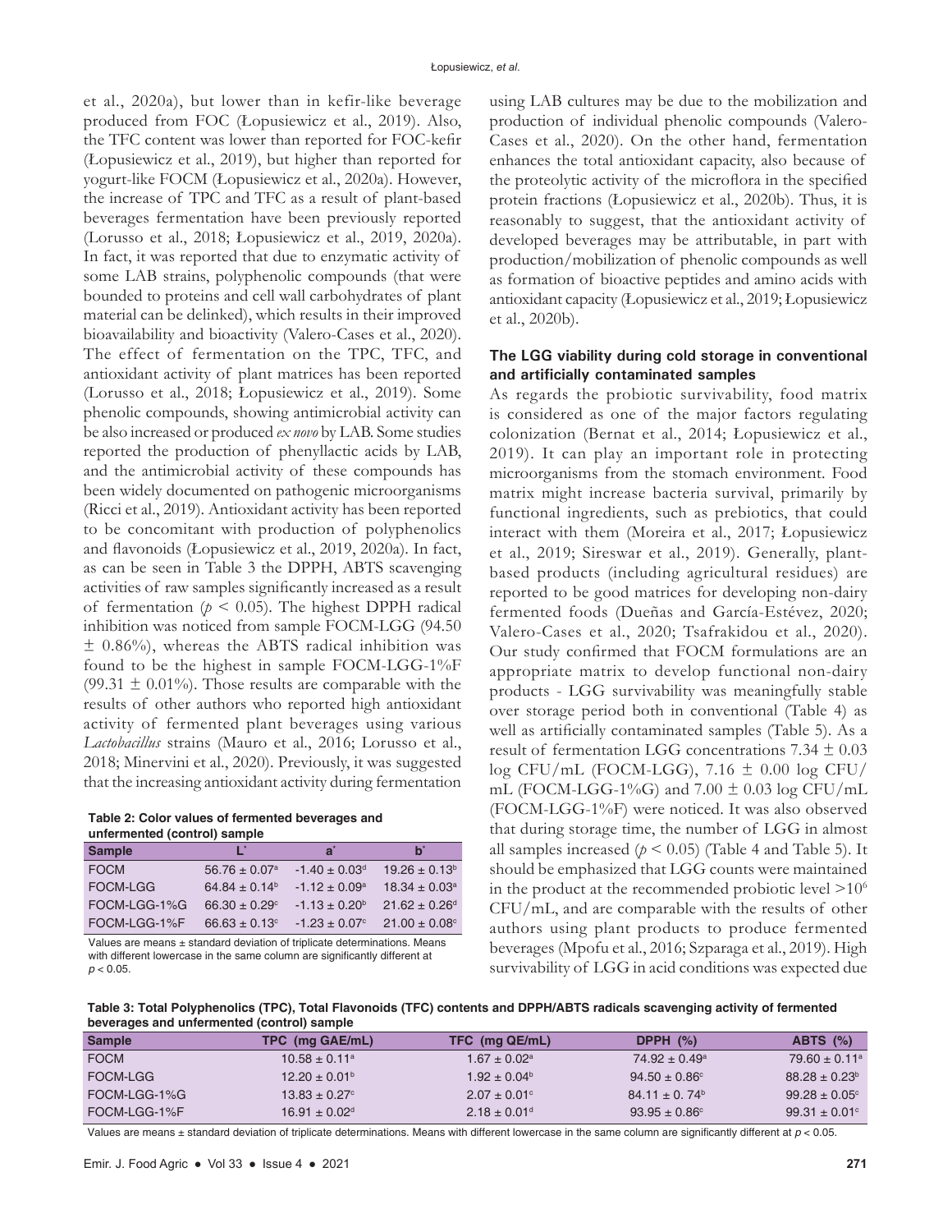et al., 2020a), but lower than in kefir-like beverage produced from FOC (Łopusiewicz et al., 2019). Also, the TFC content was lower than reported for FOC-kefir (Łopusiewicz et al., 2019), but higher than reported for yogurt-like FOCM (Łopusiewicz et al., 2020a). However, the increase of TPC and TFC as a result of plant-based beverages fermentation have been previously reported (Lorusso et al., 2018; Łopusiewicz et al., 2019, 2020a). In fact, it was reported that due to enzymatic activity of some LAB strains, polyphenolic compounds (that were bounded to proteins and cell wall carbohydrates of plant material can be delinked), which results in their improved bioavailability and bioactivity (Valero-Cases et al., 2020). The effect of fermentation on the TPC, TFC, and antioxidant activity of plant matrices has been reported (Lorusso et al., 2018; Łopusiewicz et al., 2019). Some phenolic compounds, showing antimicrobial activity can be also increased or produced *ex novo* by LAB. Some studies reported the production of phenyllactic acids by LAB, and the antimicrobial activity of these compounds has been widely documented on pathogenic microorganisms (Ricci et al., 2019). Antioxidant activity has been reported to be concomitant with production of polyphenolics and flavonoids (Łopusiewicz et al., 2019, 2020a). In fact, as can be seen in Table 3 the DPPH, ABTS scavenging activities of raw samples significantly increased as a result of fermentation ($p < 0.05$). The highest DPPH radical inhibition was noticed from sample FOCM-LGG (94.50 ± 0.86%), whereas the ABTS radical inhibition was found to be the highest in sample FOCM-LGG-1%F (99.31 ± 0.01%). Those results are comparable with the results of other authors who reported high antioxidant activity of fermented plant beverages using various *Lactobacillus* strains (Mauro et al., 2016; Lorusso et al., 2018; Minervini et al., 2020). Previously, it was suggested that the increasing antioxidant activity during fermentation using LAB cultures may be due to the mobilization and production of individual phenolic compounds (Valero-Cases et al., 2020). On the other hand, fermentation enhances the total antioxidant capacity, also because of the proteolytic activity of the microflora in the specified protein fractions (Łopusiewicz et al., 2020b). Thus, it is reasonably to suggest, that the antioxidant activity of developed beverages may be attributable, in part with production/mobilization of phenolic compounds as well as formation of bioactive peptides and amino acids with antioxidant capacity (Łopusiewicz et al., 2019; Łopusiewicz et al., 2020b).

**Table 2: Color values of fermented beverages and unfermented (control) sample**

| Sample | $L^*$ | $a^*$ | $b^*$ |
|---|---|---|---|
| FOCM | 56.76 ± 0.07$^a$ | -1.40 ± 0.03$^d$ | 19.26 ± 0.13$^b$ |
| FOCM-LGG | 64.84 ± 0.14$^b$ | -1.12 ± 0.09$^a$ | 18.34 ± 0.03$^a$ |
| FOCM-LGG-1%G | 66.30 ± 0.29$^c$ | -1.13 ± 0.20$^b$ | 21.62 ± 0.26$^d$ |
| FOCM-LGG-1%F | 66.63 ± 0.13$^c$ | -1.23 ± 0.07$^c$ | 21.00 ± 0.08$^c$ |

Values are means ± standard deviation of triplicate determinations. Means with different lowercase in the same column are significantly different at $p < 0.05$.

### The LGG viability during cold storage in conventional and artificially contaminated samples

As regards the probiotic survivability, food matrix is considered as one of the major factors regulating colonization (Bernat et al., 2014; Łopusiewicz et al., 2019). It can play an important role in protecting microorganisms from the stomach environment. Food matrix might increase bacteria survival, primarily by functional ingredients, such as prebiotics, that could interact with them (Moreira et al., 2017; Łopusiewicz et al., 2019; Sireswar et al., 2019). Generally, plant-based products (including agricultural residues) are reported to be good matrices for developing non-dairy fermented foods (Dueñas and García-Estévez, 2020; Valero-Cases et al., 2020; Tsafrakidou et al., 2020). Our study confirmed that FOCM formulations are an appropriate matrix to develop functional non-dairy products - LGG survivability was meaningfully stable over storage period both in conventional (Table 4) as well as artificially contaminated samples (Table 5). As a result of fermentation LGG concentrations 7.34 ± 0.03 log CFU/mL (FOCM-LGG), 7.16 ± 0.00 log CFU/mL (FOCM-LGG-1%G) and 7.00 ± 0.03 log CFU/mL (FOCM-LGG-1%F) were noticed. It was also observed that during storage time, the number of LGG in almost all samples increased ($p < 0.05$) (Table 4 and Table 5). It should be emphasized that LGG counts were maintained in the product at the recommended probiotic level $>10^6$ CFU/mL, and are comparable with the results of other authors using plant products to produce fermented beverages (Mpofu et al., 2016; Szparaga et al., 2019). High survivability of LGG in acid conditions was expected due

**Table 3: Total Polyphenolics (TPC), Total Flavonoids (TFC) contents and DPPH/ABTS radicals scavenging activity of fermented beverages and unfermented (control) sample**

| Sample | TPC (mg GAE/mL) | TFC (mg QE/mL) | DPPH (%) | ABTS (%) |
|---|---|---|---|---|
| FOCM | 10.58 ± 0.11$^a$ | 1.67 ± 0.02$^a$ | 74.92 ± 0.49$^a$ | 79.60 ± 0.11$^a$ |
| FOCM-LGG | 12.20 ± 0.01$^b$ | 1.92 ± 0.04$^b$ | 94.50 ± 0.86$^c$ | 88.28 ± 0.23$^b$ |
| FOCM-LGG-1%G | 13.83 ± 0.27$^c$ | 2.07 ± 0.01$^c$ | 84.11 ± 0. 74$^b$ | 99.28 ± 0.05$^c$ |
| FOCM-LGG-1%F | 16.91 ± 0.02$^d$ | 2.18 ± 0.01$^d$ | 93.95 ± 0.86$^c$ | 99.31 ± 0.01$^c$ |

Values are means ± standard deviation of triplicate determinations. Means with different lowercase in the same column are significantly different at $p < 0.05$.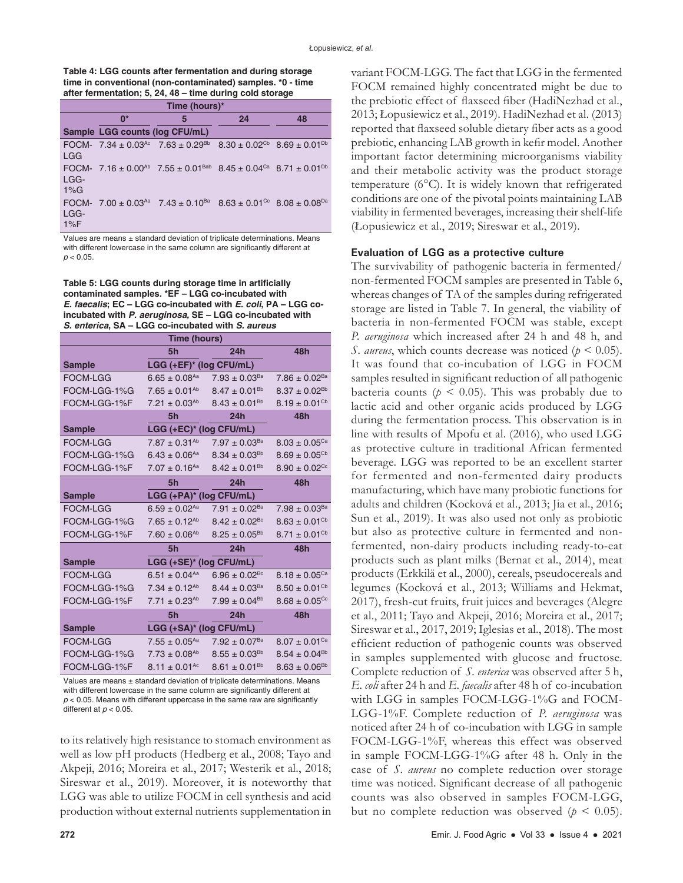**Table 4: LGG counts after fermentation and during storage time in conventional (non-contaminated) samples. *0 - time after fermentation; 5, 24, 48 – time during cold storage**

| Sample | Time (hours)* | | | |
|---|---|---|---|---|
| | 0* | 5 | 24 | 48 |
| | LGG counts (log CFU/mL) | | | |
| FOCM-LGG | $7.34 \pm 0.03^{Ac}$ | $7.63 \pm 0.29^{Bb}$ | $8.30 \pm 0.02^{Cb}$ | $8.69 \pm 0.01^{Db}$ |
| FOCM-LGG-1%G | $7.16 \pm 0.00^{Ab}$ | $7.55 \pm 0.01^{Bab}$ | $8.45 \pm 0.04^{Ca}$ | $8.71 \pm 0.01^{Db}$ |
| FOCM-LGG-1%F | $7.00 \pm 0.03^{Aa}$ | $7.43 \pm 0.10^{Ba}$ | $8.63 \pm 0.01^{Cc}$ | $8.08 \pm 0.08^{Da}$ |

Values are means ± standard deviation of triplicate determinations. Means with different lowercase in the same column are significantly different at $p < 0.05$.

**Table 5: LGG counts during storage time in artificially contaminated samples. *EF – LGG co-incubated with *E. faecalis*; EC – LGG co-incubated with *E. coli*, PA – LGG co-incubated with *P. aeruginosa*, SE – LGG co-incubated with *S. enterica*, SA – LGG co-incubated with *S. aureus***

| Sample | Time (hours) | | |
|---|---|---|---|
| | 5h | 24h | 48h |
| | LGG (+EF)* (log CFU/mL) | | |
| FOCM-LGG | $6.65 \pm 0.08^{Aa}$ | $7.93 \pm 0.03^{Ba}$ | $7.86 \pm 0.02^{Ba}$ |
| FOCM-LGG-1%G | $7.65 \pm 0.01^{Ab}$ | $8.47 \pm 0.01^{Bb}$ | $8.37 \pm 0.02^{Bb}$ |
| FOCM-LGG-1%F | $7.21 \pm 0.03^{Ab}$ | $8.43 \pm 0.01^{Bb}$ | $8.19 \pm 0.01^{Cb}$ |
| | 5h | 24h | 48h |
| | LGG (+EC)* (log CFU/mL) | | |
| FOCM-LGG | $7.87 \pm 0.31^{Ab}$ | $7.97 \pm 0.03^{Ba}$ | $8.03 \pm 0.05^{Ca}$ |
| FOCM-LGG-1%G | $6.43 \pm 0.06^{Aa}$ | $8.34 \pm 0.03^{Bb}$ | $8.69 \pm 0.05^{Cb}$ |
| FOCM-LGG-1%F | $7.07 \pm 0.16^{Aa}$ | $8.42 \pm 0.01^{Bb}$ | $8.90 \pm 0.02^{Cc}$ |
| | 5h | 24h | 48h |
| | LGG (+PA)* (log CFU/mL) | | |
| FOCM-LGG | $6.59 \pm 0.02^{Aa}$ | $7.91 \pm 0.02^{Ba}$ | $7.98 \pm 0.03^{Ba}$ |
| FOCM-LGG-1%G | $7.65 \pm 0.12^{Ab}$ | $8.42 \pm 0.02^{Bc}$ | $8.63 \pm 0.01^{Cb}$ |
| FOCM-LGG-1%F | $7.60 \pm 0.06^{Ab}$ | $8.25 \pm 0.05^{Bb}$ | $8.71 \pm 0.01^{Cb}$ |
| | 5h | 24h | 48h |
| | LGG (+SE)* (log CFU/mL) | | |
| FOCM-LGG | $6.51 \pm 0.04^{Aa}$ | $6.96 \pm 0.02^{Bc}$ | $8.18 \pm 0.05^{Ca}$ |
| FOCM-LGG-1%G | $7.34 \pm 0.12^{Ab}$ | $8.44 \pm 0.03^{Ba}$ | $8.50 \pm 0.01^{Cb}$ |
| FOCM-LGG-1%F | $7.71 \pm 0.23^{Ab}$ | $7.99 \pm 0.04^{Bb}$ | $8.68 \pm 0.05^{Cc}$ |
| | 5h | 24h | 48h |
| | LGG (+SA)* (log CFU/mL) | | |
| FOCM-LGG | $7.55 \pm 0.05^{Aa}$ | $7.92 \pm 0.07^{Ba}$ | $8.07 \pm 0.01^{Ca}$ |
| FOCM-LGG-1%G | $7.73 \pm 0.08^{Ab}$ | $8.55 \pm 0.03^{Bb}$ | $8.54 \pm 0.04^{Bb}$ |
| FOCM-LGG-1%F | $8.11 \pm 0.01^{Ac}$ | $8.61 \pm 0.01^{Bb}$ | $8.63 \pm 0.06^{Bb}$ |

Values are means ± standard deviation of triplicate determinations. Means with different lowercase in the same column are significantly different at $p < 0.05$. Means with different uppercase in the same raw are significantly different at $p < 0.05$.

to its relatively high resistance to stomach environment as well as low pH products (Hedberg et al., 2008; Tayo and Akpeji, 2016; Moreira et al., 2017; Westerik et al., 2018; Sireswar et al., 2019). Moreover, it is noteworthy that LGG was able to utilize FOCM in cell synthesis and acid production without external nutrients supplementation in variant FOCM-LGG. The fact that LGG in the fermented FOCM remained highly concentrated might be due to the prebiotic effect of flaxseed fiber (HadiNezhad et al., 2013; Łopusiewicz et al., 2019). HadiNezhad et al. (2013) reported that flaxseed soluble dietary fiber acts as a good prebiotic, enhancing LAB growth in kefir model. Another important factor determining microorganisms viability and their metabolic activity was the product storage temperature (6°C). It is widely known that refrigerated conditions are one of the pivotal points maintaining LAB viability in fermented beverages, increasing their shelf-life (Łopusiewicz et al., 2019; Sireswar et al., 2019).

### Evaluation of LGG as a protective culture

The survivability of pathogenic bacteria in fermented/non-fermented FOCM samples are presented in Table 6, whereas changes of TA of the samples during refrigerated storage are listed in Table 7. In general, the viability of bacteria in non-fermented FOCM was stable, except *P. aeruginosa* which increased after 24 h and 48 h, and *S. aureus*, which counts decrease was noticed ($p < 0.05$). It was found that co-incubation of LGG in FOCM samples resulted in significant reduction of all pathogenic bacteria counts ($p < 0.05$). This was probably due to lactic acid and other organic acids produced by LGG during the fermentation process. This observation is in line with results of Mpofu et al. (2016), who used LGG as protective culture in traditional African fermented beverage. LGG was reported to be an excellent starter for fermented and non-fermented dairy products manufacturing, which have many probiotic functions for adults and children (Kocková et al., 2013; Jia et al., 2016; Sun et al., 2019). It was also used not only as probiotic but also as protective culture in fermented and non-fermented, non-dairy products including ready-to-eat products such as plant milks (Bernat et al., 2014), meat products (Erkkilä et al., 2000), cereals, pseudocereals and legumes (Kocková et al., 2013; Williams and Hekmat, 2017), fresh-cut fruits, fruit juices and beverages (Alegre et al., 2011; Tayo and Akpeji, 2016; Moreira et al., 2017; Sireswar et al., 2017, 2019; Iglesias et al., 2018). The most efficient reduction of pathogenic counts was observed in samples supplemented with glucose and fructose. Complete reduction of *S. enterica* was observed after 5 h, *E. coli* after 24 h and *E. faecalis* after 48 h of co-incubation with LGG in samples FOCM-LGG-1%G and FOCM-LGG-1%F. Complete reduction of *P. aeruginosa* was noticed after 24 h of co-incubation with LGG in sample FOCM-LGG-1%F, whereas this effect was observed in sample FOCM-LGG-1%G after 48 h. Only in the case of *S. aureus* no complete reduction over storage time was noticed. Significant decrease of all pathogenic counts was also observed in samples FOCM-LGG, but no complete reduction was observed ($p < 0.05$).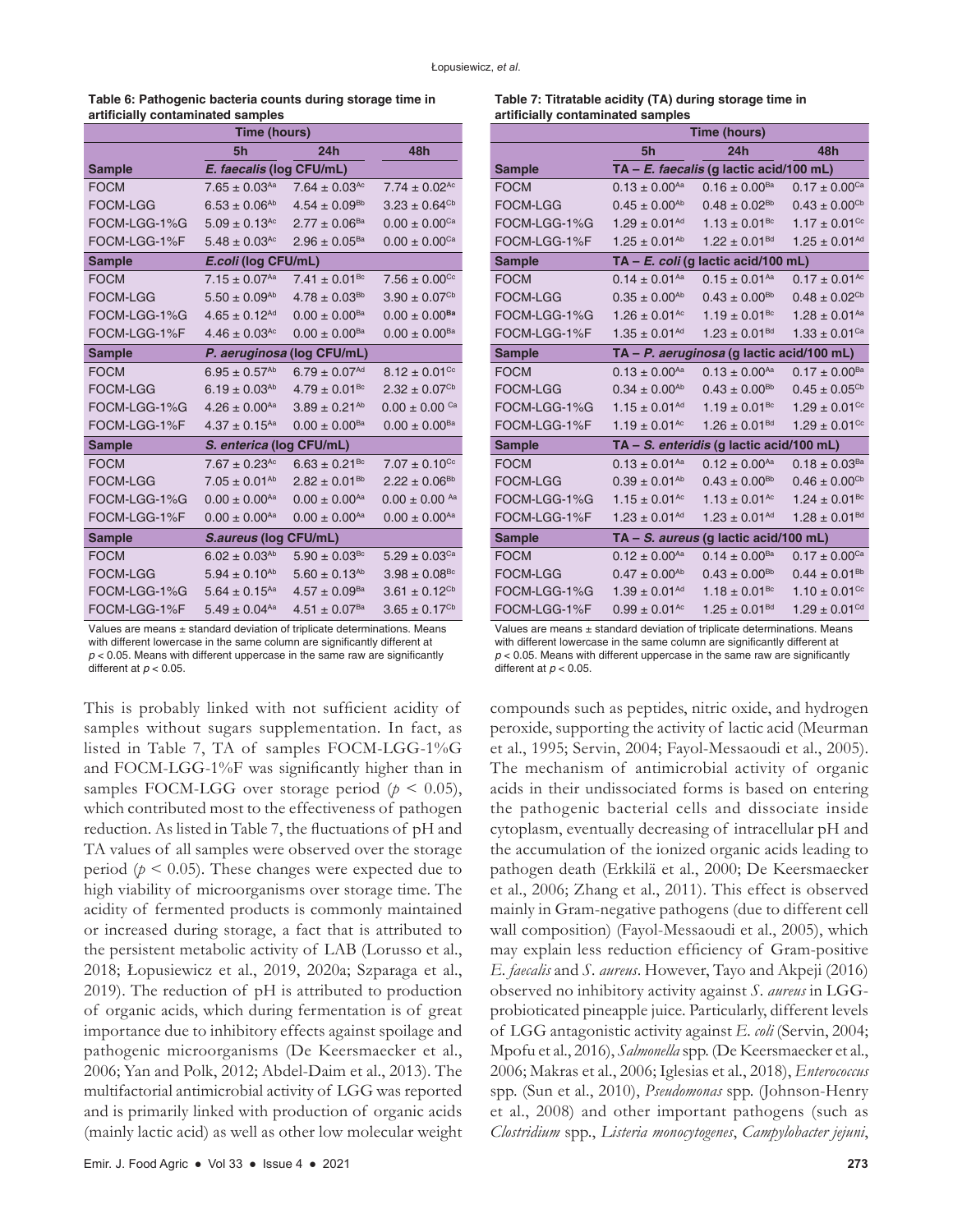**Table 6: Pathogenic bacteria counts during storage time in artificially contaminated samples**

| | Time (hours) | | |
|---|---|---|---|
| | 5h | 24h | 48h |
| **Sample** | ***E. faecalis* (log CFU/mL)** | | |
| FOCM | 7.65 ± 0.03[Aa] | 7.64 ± 0.03[Ac] | 7.74 ± 0.02[Ac] |
| FOCM-LGG | 6.53 ± 0.06[Ab] | 4.54 ± 0.09[Bb] | 3.23 ± 0.64[Cb] |
| FOCM-LGG-1%G | 5.09 ± 0.13[Ac] | 2.77 ± 0.06[Ba] | 0.00 ± 0.00[Ca] |
| FOCM-LGG-1%F | 5.48 ± 0.03[Ac] | 2.96 ± 0.05[Ba] | 0.00 ± 0.00[Ca] |
| **Sample** | ***E.coli* (log CFU/mL)** | | |
| FOCM | 7.15 ± 0.07[Aa] | 7.41 ± 0.01[Bc] | 7.56 ± 0.00[Cc] |
| FOCM-LGG | 5.50 ± 0.09[Ab] | 4.78 ± 0.03[Bb] | 3.90 ± 0.07[Cb] |
| FOCM-LGG-1%G | 4.65 ± 0.12[Ad] | 0.00 ± 0.00[Ba] | 0.00 ± 0.00[Ba] |
| FOCM-LGG-1%F | 4.46 ± 0.03[Ac] | 0.00 ± 0.00[Ba] | 0.00 ± 0.00[Ba] |
| **Sample** | ***P. aeruginosa* (log CFU/mL)** | | |
| FOCM | 6.95 ± 0.57[Ab] | 6.79 ± 0.07[Ad] | 8.12 ± 0.01[Cc] |
| FOCM-LGG | 6.19 ± 0.03[Ab] | 4.79 ± 0.01[Bc] | 2.32 ± 0.07[Cb] |
| FOCM-LGG-1%G | 4.26 ± 0.00[Aa] | 3.89 ± 0.21[Ab] | 0.00 ± 0.00 [Ca] |
| FOCM-LGG-1%F | 4.37 ± 0.15[Aa] | 0.00 ± 0.00[Ba] | 0.00 ± 0.00[Ba] |
| **Sample** | ***S. enterica* (log CFU/mL)** | | |
| FOCM | 7.67 ± 0.23[Ac] | 6.63 ± 0.21[Bc] | 7.07 ± 0.10[Cc] |
| FOCM-LGG | 7.05 ± 0.01[Ab] | 2.82 ± 0.01[Bb] | 2.22 ± 0.06[Bb] |
| FOCM-LGG-1%G | 0.00 ± 0.00[Aa] | 0.00 ± 0.00[Aa] | 0.00 ± 0.00 [Aa] |
| FOCM-LGG-1%F | 0.00 ± 0.00[Aa] | 0.00 ± 0.00[Aa] | 0.00 ± 0.00[Aa] |
| **Sample** | ***S.aureus* (log CFU/mL)** | | |
| FOCM | 6.02 ± 0.03[Ab] | 5.90 ± 0.03[Bc] | 5.29 ± 0.03[Ca] |
| FOCM-LGG | 5.94 ± 0.10[Ab] | 5.60 ± 0.13[Ab] | 3.98 ± 0.08[Bc] |
| FOCM-LGG-1%G | 5.64 ± 0.15[Aa] | 4.57 ± 0.09[Ba] | 3.61 ± 0.12[Cb] |
| FOCM-LGG-1%F | 5.49 ± 0.04[Aa] | 4.51 ± 0.07[Ba] | 3.65 ± 0.17[Cb] |

Values are means ± standard deviation of triplicate determinations. Means with different lowercase in the same column are significantly different at $p < 0.05$. Means with different uppercase in the same raw are significantly different at $p < 0.05$.

**Table 7: Titratable acidity (TA) during storage time in artificially contaminated samples**

| | Time (hours) | | |
|---|---|---|---|
| | 5h | 24h | 48h |
| **Sample** | **TA – *E. faecalis* (g lactic acid/100 mL)** | | |
| FOCM | 0.13 ± 0.00[Aa] | 0.16 ± 0.00[Ba] | 0.17 ± 0.00[Ca] |
| FOCM-LGG | 0.45 ± 0.00[Ab] | 0.48 ± 0.02[Bb] | 0.43 ± 0.00[Cb] |
| FOCM-LGG-1%G | 1.29 ± 0.01[Ad] | 1.13 ± 0.01[Bc] | 1.17 ± 0.01[Cc] |
| FOCM-LGG-1%F | 1.25 ± 0.01[Ab] | 1.22 ± 0.01[Bd] | 1.25 ± 0.01[Ad] |
| **Sample** | **TA – *E. coli* (g lactic acid/10 mL)** | | |
| FOCM | 0.14 ± 0.01[Aa] | 0.15 ± 0.01[Aa] | 0.17 ± 0.01[Ac] |
| FOCM-LGG | 0.35 ± 0.00[Ab] | 0.43 ± 0.00[Bb] | 0.48 ± 0.02[Cb] |
| FOCM-LGG-1%G | 1.26 ± 0.01[Ac] | 1.19 ± 0.01[Bc] | 1.28 ± 0.01[Aa] |
| FOCM-LGG-1%F | 1.35 ± 0.01[Ad] | 1.23 ± 0.01[Bd] | 1.33 ± 0.01[Ca] |
| **Sample** | **TA – *P. aeruginosa* (g lactic acid/100 mL)** | | |
| FOCM | 0.13 ± 0.00[Aa] | 0.13 ± 0.00[Aa] | 0.17 ± 0.00[Ba] |
| FOCM-LGG | 0.34 ± 0.00[Ab] | 0.43 ± 0.00[Bb] | 0.45 ± 0.05[Cb] |
| FOCM-LGG-1%G | 1.15 ± 0.01[Ad] | 1.19 ± 0.01[Bc] | 1.29 ± 0.01[Cc] |
| FOCM-LGG-1%F | 1.19 ± 0.01[Ac] | 1.26 ± 0.01[Bd] | 1.29 ± 0.01[Cc] |
| **Sample** | **TA – *S. enteridis* (g lactic acid/10 mL)** | | |
| FOCM | 0.13 ± 0.01[Aa] | 0.12 ± 0.00[Aa] | 0.18 ± 0.03[Ba] |
| FOCM-LGG | 0.39 ± 0.01[Ab] | 0.43 ± 0.00[Bb] | 0.46 ± 0.00[Cb] |
| FOCM-LGG-1%G | 1.15 ± 0.01[Ac] | 1.13 ± 0.01[Ac] | 1.24 ± 0.01[Bc] |
| FOCM-LGG-1%F | 1.23 ± 0.01[Ad] | 1.23 ± 0.01[Ad] | 1.28 ± 0.01[Bd] |
| **Sample** | **TA – *S. aureus* (g lactic acid/100 mL)** | | |
| FOCM | 0.12 ± 0.00[Aa] | 0.14 ± 0.00[Ba] | 0.17 ± 0.00[Ca] |
| FOCM-LGG | 0.47 ± 0.00[Ab] | 0.43 ± 0.00[Bb] | 0.44 ± 0.01[Bb] |
| FOCM-LGG-1%G | 1.39 ± 0.01[Ad] | 1.18 ± 0.01[Bc] | 1.10 ± 0.01[Cc] |
| FOCM-LGG-1%F | 0.99 ± 0.01[Ac] | 1.25 ± 0.01[Bd] | 1.29 ± 0.01[Cd] |

Values are means ± standard deviation of triplicate determinations. Means with different lowercase in the same column are significantly different at $p < 0.05$. Means with different uppercase in the same raw are significantly different at $p < 0.05$.

This is probably linked with not sufficient acidity of samples without sugars supplementation. In fact, as listed in Table 7, TA of samples FOCM-LGG-1%G and FOCM-LGG-1%F was significantly higher than in samples FOCM-LGG over storage period ($p < 0.05$), which contributed most to the effectiveness of pathogen reduction. As listed in Table 7, the fluctuations of pH and TA values of all samples were observed over the storage period ($p < 0.05$). These changes were expected due to high viability of microorganisms over storage time. The acidity of fermented products is commonly maintained or increased during storage, a fact that is attributed to the persistent metabolic activity of LAB (Lorusso et al., 2018; Łopusiewicz et al., 2019, 2020a; Szparaga et al., 2019). The reduction of pH is attributed to production of organic acids, which during fermentation is of great importance due to inhibitory effects against spoilage and pathogenic microorganisms (De Keersmaecker et al., 2006; Yan and Polk, 2012; Abdel-Daim et al., 2013). The multifactorial antimicrobial activity of LGG was reported and is primarily linked with production of organic acids (mainly lactic acid) as well as other low molecular weight compounds such as peptides, nitric oxide, and hydrogen peroxide, supporting the activity of lactic acid (Meurman et al., 1995; Servin, 2004; Fayol-Messaoudi et al., 2005). The mechanism of antimicrobial activity of organic acids in their undissociated forms is based on entering the pathogenic bacterial cells and dissociate inside cytoplasm, eventually decreasing of intracellular pH and the accumulation of the ionized organic acids leading to pathogen death (Erkkilä et al., 2000; De Keersmaecker et al., 2006; Zhang et al., 2011). This effect is observed mainly in Gram-negative pathogens (due to different cell wall composition) (Fayol-Messaoudi et al., 2005), which may explain less reduction efficiency of Gram-positive *E. faecalis* and *S. aureus*. However, Tayo and Akpeji (2016) observed no inhibitory activity against *S. aureus* in LGG-probioticated pineapple juice. Particularly, different levels of LGG antagonistic activity against *E. coli* (Servin, 2004; Mpofu et al., 2016), *Salmonella* spp. (De Keersmaecker et al., 2006; Makras et al., 2006; Iglesias et al., 2018), *Enterococcus* spp. (Sun et al., 2010), *Pseudomonas* spp. (Johnson-Henry et al., 2008) and other important pathogens (such as *Clostridium* spp., *Listeria monocytogenes*, *Campylobacter jejuni*,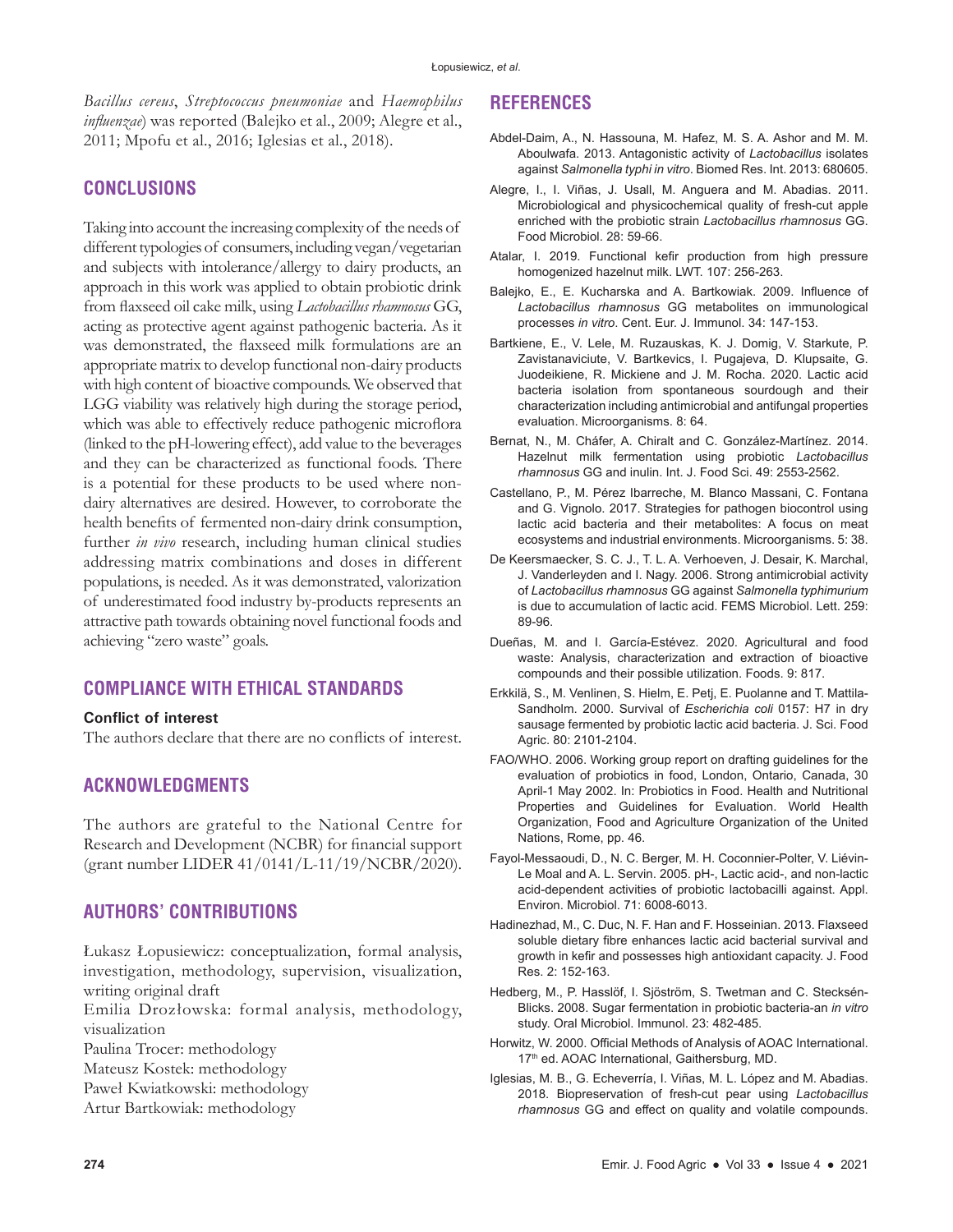*Bacillus cereus*, *Streptococcus pneumoniae* and *Haemophilus influenzae*) was reported (Balejko et al., 2009; Alegre et al., 2011; Mpofu et al., 2016; Iglesias et al., 2018).

## CONCLUSIONS

Taking into account the increasing complexity of the needs of different typologies of consumers, including vegan/vegetarian and subjects with intolerance/allergy to dairy products, an approach in this work was applied to obtain probiotic drink from flaxseed oil cake milk, using *Lactobacillus rhamnosus* GG, acting as protective agent against pathogenic bacteria. As it was demonstrated, the flaxseed milk formulations are an appropriate matrix to develop functional non-dairy products with high content of bioactive compounds. We observed that LGG viability was relatively high during the storage period, which was able to effectively reduce pathogenic microflora (linked to the pH-lowering effect), add value to the beverages and they can be characterized as functional foods. There is a potential for these products to be used where non-dairy alternatives are desired. However, to corroborate the health benefits of fermented non-dairy drink consumption, further *in vivo* research, including human clinical studies addressing matrix combinations and doses in different populations, is needed. As it was demonstrated, valorization of underestimated food industry by-products represents an attractive path towards obtaining novel functional foods and achieving "zero waste" goals.

## COMPLIANCE WITH ETHICAL STANDARDS

**Conflict of interest**

The authors declare that there are no conflicts of interest.

## ACKNOWLEDGMENTS

The authors are grateful to the National Centre for Research and Development (NCBR) for financial support (grant number LIDER 41/0141/L-11/19/NCBR/2020).

## AUTHORS' CONTRIBUTIONS

Łukasz Łopusiewicz: conceptualization, formal analysis, investigation, methodology, supervision, visualization, writing original draft
Emilia Drozłowska: formal analysis, methodology, visualization
Paulina Trocer: methodology
Mateusz Kostek: methodology
Paweł Kwiatkowski: methodology
Artur Bartkowiak: methodology

## REFERENCES

Abdel-Daim, A., N. Hassouna, M. Hafez, M. S. A. Ashor and M. M. Aboulwafa. 2013. Antagonistic activity of *Lactobacillus* isolates against *Salmonella typhi in vitro*. Biomed Res. Int. 2013: 680605.

Alegre, I., I. Viñas, J. Usall, M. Anguera and M. Abadias. 2011. Microbiological and physicochemical quality of fresh-cut apple enriched with the probiotic strain *Lactobacillus rhamnosus* GG. Food Microbiol. 28: 59-66.

Atalar, I. 2019. Functional kefir production from high pressure homogenized hazelnut milk. LWT. 107: 256-263.

Balejko, E., E. Kucharska and A. Bartkowiak. 2009. Influence of *Lactobacillus rhamnosus* GG metabolites on immunological processes *in vitro*. Cent. Eur. J. Immunol. 34: 147-153.

Bartkiene, E., V. Lele, M. Ruzauskas, K. J. Domig, V. Starkute, P. Zavistanaviciute, V. Bartkevics, I. Pugajeva, D. Klupsaite, G. Juodeikiene, R. Mickiene and J. M. Rocha. 2020. Lactic acid bacteria isolation from spontaneous sourdough and their characterization including antimicrobial and antifungal properties evaluation. Microorganisms. 8: 64.

Bernat, N., M. Cháfer, A. Chiralt and C. González-Martínez. 2014. Hazelnut milk fermentation using probiotic *Lactobacillus rhamnosus* GG and inulin. Int. J. Food Sci. 49: 2553-2562.

Castellano, P., M. Pérez Ibarreche, M. Blanco Massani, C. Fontana and G. Vignolo. 2017. Strategies for pathogen biocontrol using lactic acid bacteria and their metabolites: A focus on meat ecosystems and industrial environments. Microorganisms. 5: 38.

De Keersmaecker, S. C. J., T. L. A. Verhoeven, J. Desair, K. Marchal, J. Vanderleyden and I. Nagy. 2006. Strong antimicrobial activity of *Lactobacillus rhamnosus* GG against *Salmonella typhimurium* is due to accumulation of lactic acid. FEMS Microbiol. Lett. 259: 89-96.

Dueñas, M. and I. García-Estévez. 2020. Agricultural and food waste: Analysis, characterization and extraction of bioactive compounds and their possible utilization. Foods. 9: 817.

Erkkilä, S., M. Venlinen, S. Hielm, E. Petj, E. Puolanne and T. Mattila-Sandholm. 2000. Survival of *Escherichia coli* 0157: H7 in dry sausage fermented by probiotic lactic acid bacteria. J. Sci. Food Agric. 80: 2101-2104.

FAO/WHO. 2006. Working group report on drafting guidelines for the evaluation of probiotics in food, London, Ontario, Canada, 30 April-1 May 2002. In: Probiotics in Food. Health and Nutritional Properties and Guidelines for Evaluation. World Health Organization, Food and Agriculture Organization of the United Nations, Rome, pp. 46.

Fayol-Messaoudi, D., N. C. Berger, M. H. Coconnier-Polter, V. Liévin-Le Moal and A. L. Servin. 2005. pH-, Lactic acid-, and non-lactic acid-dependent activities of probiotic lactobacilli against. Appl. Environ. Microbiol. 71: 6008-6013.

Hadinezhad, M., C. Duc, N. F. Han and F. Hosseinian. 2013. Flaxseed soluble dietary fibre enhances lactic acid bacterial survival and growth in kefir and possesses high antioxidant capacity. J. Food Res. 2: 152-163.

Hedberg, M., P. Hasslöf, I. Sjöström, S. Twetman and C. Stecksén-Blicks. 2008. Sugar fermentation in probiotic bacteria-an *in vitro* study. Oral Microbiol. Immunol. 23: 482-485.

Horwitz, W. 2000. Official Methods of Analysis of AOAC International. 17th ed. AOAC International, Gaithersburg, MD.

Iglesias, M. B., G. Echeverría, I. Viñas, M. L. López and M. Abadias. 2018. Biopreservation of fresh-cut pear using *Lactobacillus rhamnosus* GG and effect on quality and volatile compounds.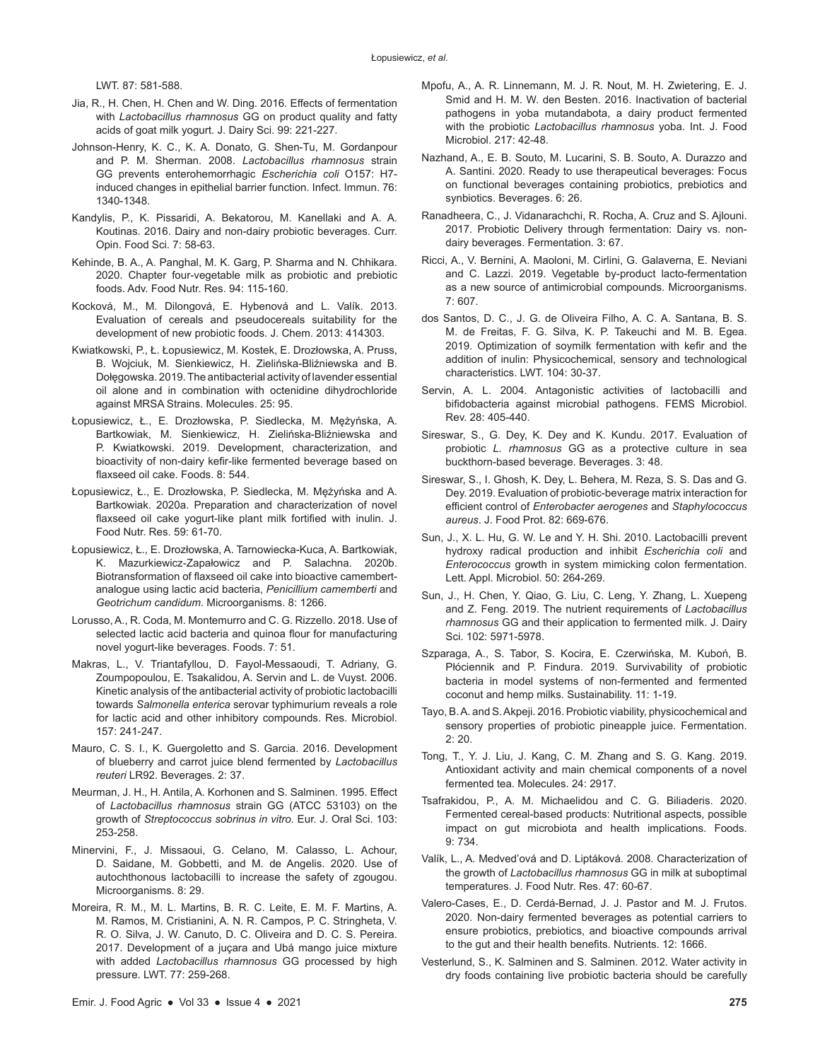LWT. 87: 581-588.

Jia, R., H. Chen, H. Chen and W. Ding. 2016. Effects of fermentation with *Lactobacillus rhamnosus* GG on product quality and fatty acids of goat milk yogurt. J. Dairy Sci. 99: 221-227.

Johnson-Henry, K. C., K. A. Donato, G. Shen-Tu, M. Gordanpour and P. M. Sherman. 2008. *Lactobacillus rhamnosus* strain GG prevents enterohemorrhagic *Escherichia coli* O157: H7-induced changes in epithelial barrier function. Infect. Immun. 76: 1340-1348.

Kandylis, P., K. Pissaridi, A. Bekatorou, M. Kanellaki and A. A. Koutinas. 2016. Dairy and non-dairy probiotic beverages. Curr. Opin. Food Sci. 7: 58-63.

Kehinde, B. A., A. Panghal, M. K. Garg, P. Sharma and N. Chhikara. 2020. Chapter four-vegetable milk as probiotic and prebiotic foods. Adv. Food Nutr. Res. 94: 115-160.

Kocková, M., M. Dilongová, E. Hybenová and L. Valík. 2013. Evaluation of cereals and pseudocereals suitability for the development of new probiotic foods. J. Chem. 2013: 414303.

Kwiatkowski, P., Ł. Łopusiewicz, M. Kostek, E. Drozłowska, A. Pruss, B. Wojciuk, M. Sienkiewicz, H. Zielińska-Bliźniewska and B. Dołęgowska. 2019. The antibacterial activity of lavender essential oil alone and in combination with octenidine dihydrochloride against MRSA Strains. Molecules. 25: 95.

Łopusiewicz, Ł., E. Drozłowska, P. Siedlecka, M. Mężyńska, A. Bartkowiak, M. Sienkiewicz, H. Zielińska-Bliźniewska and P. Kwiatkowski. 2019. Development, characterization, and bioactivity of non-dairy kefir-like fermented beverage based on flaxseed oil cake. Foods. 8: 544.

Łopusiewicz, Ł., E. Drozłowska, P. Siedlecka, M. Mężyńska and A. Bartkowiak. 2020a. Preparation and characterization of novel flaxseed oil cake yogurt-like plant milk fortified with inulin. J. Food Nutr. Res. 59: 61-70.

Łopusiewicz, Ł., E. Drozłowska, A. Tarnowiecka-Kuca, A. Bartkowiak, K. Mazurkiewicz-Zapałowicz and P. Salachna. 2020b. Biotransformation of flaxseed oil cake into bioactive camembert-analogue using lactic acid bacteria, *Penicillium camemberti* and *Geotrichum candidum*. Microorganisms. 8: 1266.

Lorusso, A., R. Coda, M. Montemurro and C. G. Rizzello. 2018. Use of selected lactic acid bacteria and quinoa flour for manufacturing novel yogurt-like beverages. Foods. 7: 51.

Makras, L., V. Triantafyllou, D. Fayol-Messaoudi, T. Adriany, G. Zoumpopoulou, E. Tsakalidou, A. Servin and L. de Vuyst. 2006. Kinetic analysis of the antibacterial activity of probiotic lactobacilli towards *Salmonella enterica* serovar typhimurium reveals a role for lactic acid and other inhibitory compounds. Res. Microbiol. 157: 241-247.

Mauro, C. S. I., K. Guergoletto and S. Garcia. 2016. Development of blueberry and carrot juice blend fermented by *Lactobacillus reuteri* LR92. Beverages. 2: 37.

Meurman, J. H., H. Antila, A. Korhonen and S. Salminen. 1995. Effect of *Lactobacillus rhamnosus* strain GG (ATCC 53103) on the growth of *Streptococcus sobrinus in vitro*. Eur. J. Oral Sci. 103: 253-258.

Minervini, F., J. Missaoui, G. Celano, M. Calasso, L. Achour, D. Saidane, M. Gobbetti, and M. de Angelis. 2020. Use of autochthonous lactobacilli to increase the safety of zgougou. Microorganisms. 8: 29.

Moreira, R. M., M. L. Martins, B. R. C. Leite, E. M. F. Martins, A. M. Ramos, M. Cristianini, A. N. R. Campos, P. C. Stringheta, V. R. O. Silva, J. W. Canuto, D. C. Oliveira and D. C. S. Pereira. 2017. Development of a juçara and Ubá mango juice mixture with added *Lactobacillus rhamnosus* GG processed by high pressure. LWT. 77: 259-268.

Mpofu, A., A. R. Linnemann, M. J. R. Nout, M. H. Zwietering, E. J. Smid and H. M. W. den Besten. 2016. Inactivation of bacterial pathogens in yoba mutandabota, a dairy product fermented with the probiotic *Lactobacillus rhamnosus* yoba. Int. J. Food Microbiol. 217: 42-48.

Nazhand, A., E. B. Souto, M. Lucarini, S. B. Souto, A. Durazzo and A. Santini. 2020. Ready to use therapeutical beverages: Focus on functional beverages containing probiotics, prebiotics and synbiotics. Beverages. 6: 26.

Ranadheera, C., J. Vidanarachchi, R. Rocha, A. Cruz and S. Ajlouni. 2017. Probiotic Delivery through fermentation: Dairy vs. non-dairy beverages. Fermentation. 3: 67.

Ricci, A., V. Bernini, A. Maoloni, M. Cirlini, G. Galaverna, E. Neviani and C. Lazzi. 2019. Vegetable by-product lacto-fermentation as a new source of antimicrobial compounds. Microorganisms. 7: 607.

dos Santos, D. C., J. G. de Oliveira Filho, A. C. A. Santana, B. S. M. de Freitas, F. G. Silva, K. P. Takeuchi and M. B. Egea. 2019. Optimization of soymilk fermentation with kefir and the addition of inulin: Physicochemical, sensory and technological characteristics. LWT. 104: 30-37.

Servin, A. L. 2004. Antagonistic activities of lactobacilli and bifidobacteria against microbial pathogens. FEMS Microbiol. Rev. 28: 405-440.

Sireswar, S., G. Dey, K. Dey and K. Kundu. 2017. Evaluation of probiotic *L. rhamnosus* GG as a protective culture in sea buckthorn-based beverage. Beverages. 3: 48.

Sireswar, S., I. Ghosh, K. Dey, L. Behera, M. Reza, S. S. Das and G. Dey. 2019. Evaluation of probiotic-beverage matrix interaction for efficient control of *Enterobacter aerogenes* and *Staphylococcus aureus*. J. Food Prot. 82: 669-676.

Sun, J., X. L. Hu, G. W. Le and Y. H. Shi. 2010. Lactobacilli prevent hydroxy radical production and inhibit *Escherichia coli* and *Enterococcus* growth in system mimicking colon fermentation. Lett. Appl. Microbiol. 50: 264-269.

Sun, J., H. Chen, Y. Qiao, G. Liu, C. Leng, Y. Zhang, L. Xuepeng and Z. Feng. 2019. The nutrient requirements of *Lactobacillus rhamnosus* GG and their application to fermented milk. J. Dairy Sci. 102: 5971-5978.

Szparaga, A., S. Tabor, S. Kocira, E. Czerwińska, M. Kuboń, B. Płóciennik and P. Findura. 2019. Survivability of probiotic bacteria in model systems of non-fermented and fermented coconut and hemp milks. Sustainability. 11: 1-19.

Tayo, B. A. and S. Akpeji. 2016. Probiotic viability, physicochemical and sensory properties of probiotic pineapple juice. Fermentation. 2: 20.

Tong, T., Y. J. Liu, J. Kang, C. M. Zhang and S. G. Kang. 2019. Antioxidant activity and main chemical components of a novel fermented tea. Molecules. 24: 2917.

Tsafrakidou, P., A. M. Michaelidou and C. G. Biliaderis. 2020. Fermented cereal-based products: Nutritional aspects, possible impact on gut microbiota and health implications. Foods. 9: 734.

Valík, L., A. Medved'ová and D. Liptáková. 2008. Characterization of the growth of *Lactobacillus rhamnosus* GG in milk at suboptimal temperatures. J. Food Nutr. Res. 47: 60-67.

Valero-Cases, E., D. Cerdá-Bernad, J. J. Pastor and M. J. Frutos. 2020. Non-dairy fermented beverages as potential carriers to ensure probiotics, prebiotics, and bioactive compounds arrival to the gut and their health benefits. Nutrients. 12: 1666.

Vesterlund, S., K. Salminen and S. Salminen. 2012. Water activity in dry foods containing live probiotic bacteria should be carefully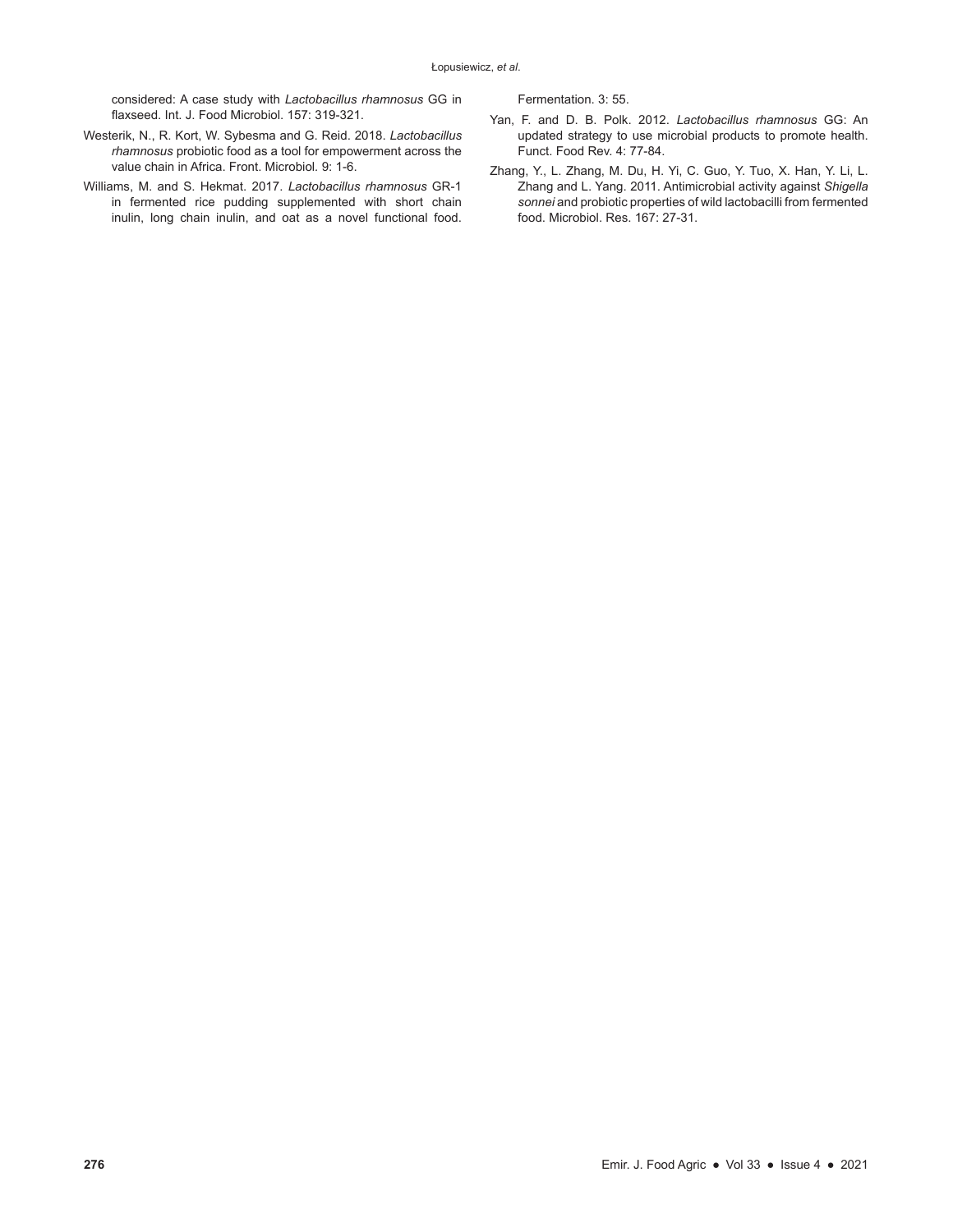considered: A case study with *Lactobacillus rhamnosus* GG in flaxseed. Int. J. Food Microbiol. 157: 319-321.

Westerik, N., R. Kort, W. Sybesma and G. Reid. 2018. *Lactobacillus rhamnosus* probiotic food as a tool for empowerment across the value chain in Africa. Front. Microbiol. 9: 1-6.

Williams, M. and S. Hekmat. 2017. *Lactobacillus rhamnosus* GR-1 in fermented rice pudding supplemented with short chain inulin, long chain inulin, and oat as a novel functional food. Fermentation. 3: 55.

Yan, F. and D. B. Polk. 2012. *Lactobacillus rhamnosus* GG: An updated strategy to use microbial products to promote health. Funct. Food Rev. 4: 77-84.

Zhang, Y., L. Zhang, M. Du, H. Yi, C. Guo, Y. Tuo, X. Han, Y. Li, L. Zhang and L. Yang. 2011. Antimicrobial activity against *Shigella sonnei* and probiotic properties of wild lactobacilli from fermented food. Microbiol. Res. 167: 27-31.